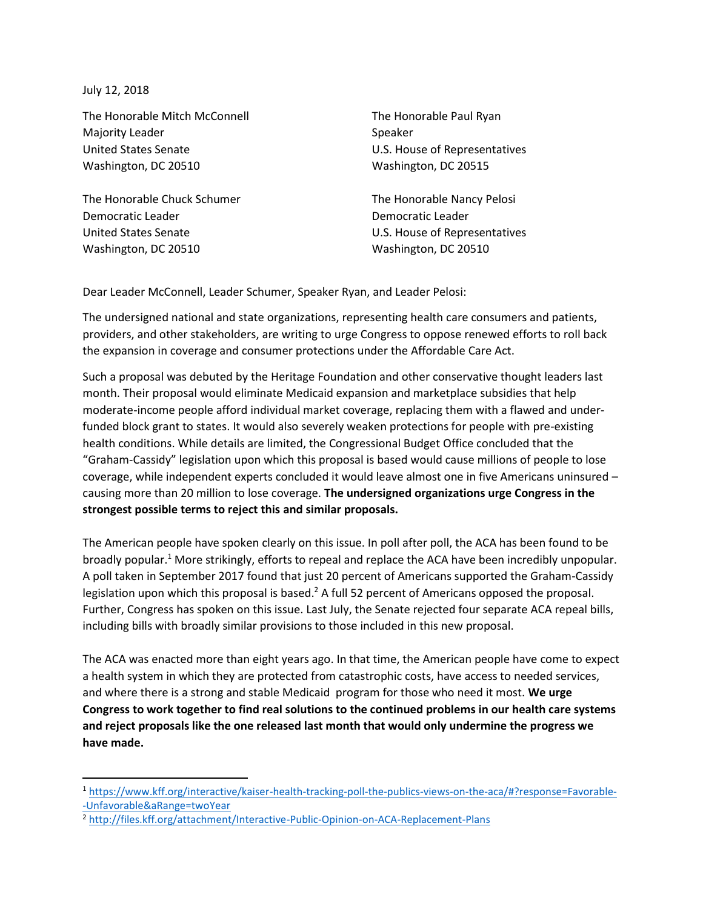July 12, 2018

The Honorable Mitch McConnell
Majority Leader
United States Senate
Washington, DC 20510

The Honorable Paul Ryan
Speaker
U.S. House of Representatives
Washington, DC 20515

The Honorable Chuck Schumer
Democratic Leader
United States Senate
Washington, DC 20510

The Honorable Nancy Pelosi
Democratic Leader
U.S. House of Representatives
Washington, DC 20510

Dear Leader McConnell, Leader Schumer, Speaker Ryan, and Leader Pelosi:

The undersigned national and state organizations, representing health care consumers and patients, providers, and other stakeholders, are writing to urge Congress to oppose renewed efforts to roll back the expansion in coverage and consumer protections under the Affordable Care Act.

Such a proposal was debuted by the Heritage Foundation and other conservative thought leaders last month. Their proposal would eliminate Medicaid expansion and marketplace subsidies that help moderate-income people afford individual market coverage, replacing them with a flawed and under-funded block grant to states. It would also severely weaken protections for people with pre-existing health conditions. While details are limited, the Congressional Budget Office concluded that the "Graham-Cassidy" legislation upon which this proposal is based would cause millions of people to lose coverage, while independent experts concluded it would leave almost one in five Americans uninsured – causing more than 20 million to lose coverage. **The undersigned organizations urge Congress in the strongest possible terms to reject this and similar proposals.**

The American people have spoken clearly on this issue. In poll after poll, the ACA has been found to be broadly popular.[1] More strikingly, efforts to repeal and replace the ACA have been incredibly unpopular. A poll taken in September 2017 found that just 20 percent of Americans supported the Graham-Cassidy legislation upon which this proposal is based.[2] A full 52 percent of Americans opposed the proposal. Further, Congress has spoken on this issue. Last July, the Senate rejected four separate ACA repeal bills, including bills with broadly similar provisions to those included in this new proposal.

The ACA was enacted more than eight years ago. In that time, the American people have come to expect a health system in which they are protected from catastrophic costs, have access to needed services, and where there is a strong and stable Medicaid program for those who need it most. **We urge Congress to work together to find real solutions to the continued problems in our health care systems and reject proposals like the one released last month that would only undermine the progress we have made.**

---

[1] https://www.kff.org/interactive/kaiser-health-tracking-poll-the-publics-views-on-the-aca/#?response=Favorable--Unfavorable&aRange=twoYear

[2] http://files.kff.org/attachment/Interactive-Public-Opinion-on-ACA-Replacement-Plans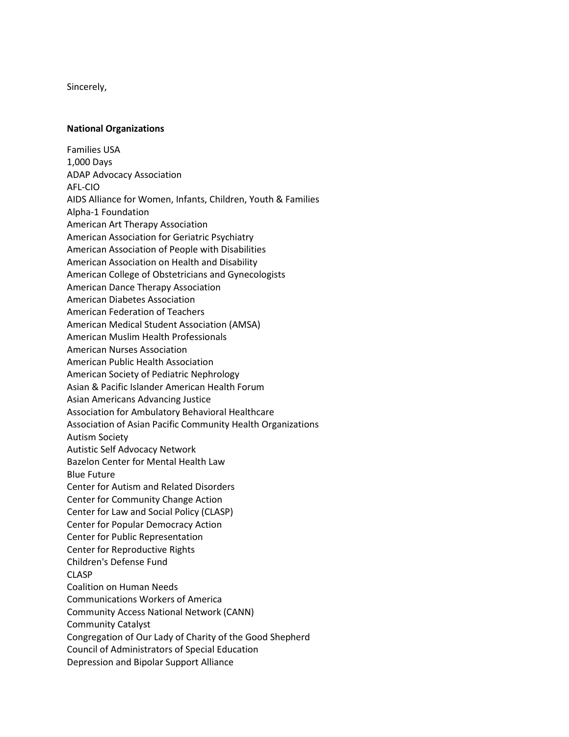Sincerely,

**National Organizations**

Families USA
1,000 Days
ADAP Advocacy Association
AFL-CIO
AIDS Alliance for Women, Infants, Children, Youth & Families
Alpha-1 Foundation
American Art Therapy Association
American Association for Geriatric Psychiatry
American Association of People with Disabilities
American Association on Health and Disability
American College of Obstetricians and Gynecologists
American Dance Therapy Association
American Diabetes Association
American Federation of Teachers
American Medical Student Association (AMSA)
American Muslim Health Professionals
American Nurses Association
American Public Health Association
American Society of Pediatric Nephrology
Asian & Pacific Islander American Health Forum
Asian Americans Advancing Justice
Association for Ambulatory Behavioral Healthcare
Association of Asian Pacific Community Health Organizations
Autism Society
Autistic Self Advocacy Network
Bazelon Center for Mental Health Law
Blue Future
Center for Autism and Related Disorders
Center for Community Change Action
Center for Law and Social Policy (CLASP)
Center for Popular Democracy Action
Center for Public Representation
Center for Reproductive Rights
Children's Defense Fund
CLASP
Coalition on Human Needs
Communications Workers of America
Community Access National Network (CANN)
Community Catalyst
Congregation of Our Lady of Charity of the Good Shepherd
Council of Administrators of Special Education
Depression and Bipolar Support Alliance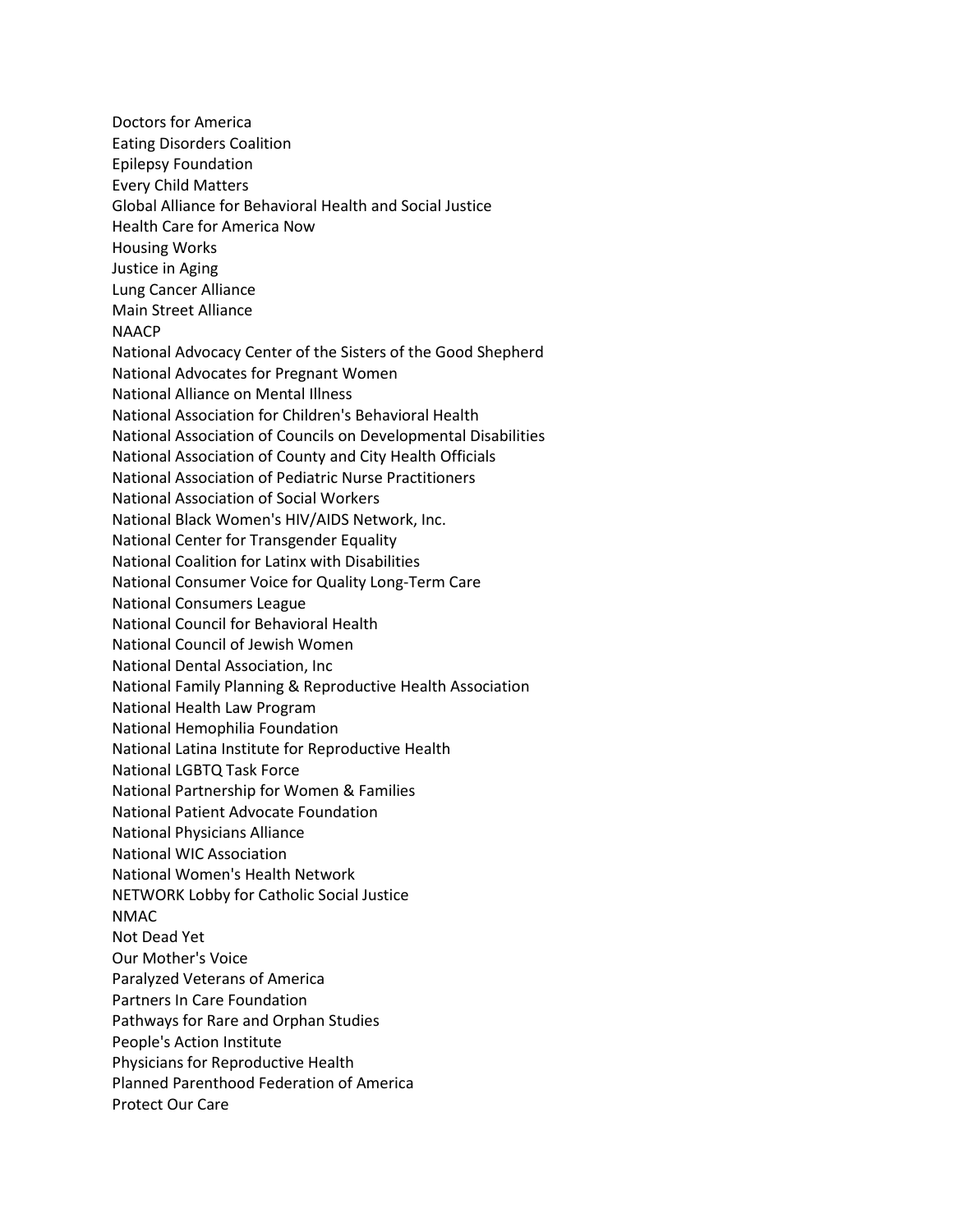Doctors for America
Eating Disorders Coalition
Epilepsy Foundation
Every Child Matters
Global Alliance for Behavioral Health and Social Justice
Health Care for America Now
Housing Works
Justice in Aging
Lung Cancer Alliance
Main Street Alliance
NAACP
National Advocacy Center of the Sisters of the Good Shepherd
National Advocates for Pregnant Women
National Alliance on Mental Illness
National Association for Children's Behavioral Health
National Association of Councils on Developmental Disabilities
National Association of County and City Health Officials
National Association of Pediatric Nurse Practitioners
National Association of Social Workers
National Black Women's HIV/AIDS Network, Inc.
National Center for Transgender Equality
National Coalition for Latinx with Disabilities
National Consumer Voice for Quality Long-Term Care
National Consumers League
National Council for Behavioral Health
National Council of Jewish Women
National Dental Association, Inc
National Family Planning & Reproductive Health Association
National Health Law Program
National Hemophilia Foundation
National Latina Institute for Reproductive Health
National LGBTQ Task Force
National Partnership for Women & Families
National Patient Advocate Foundation
National Physicians Alliance
National WIC Association
National Women's Health Network
NETWORK Lobby for Catholic Social Justice
NMAC
Not Dead Yet
Our Mother's Voice
Paralyzed Veterans of America
Partners In Care Foundation
Pathways for Rare and Orphan Studies
People's Action Institute
Physicians for Reproductive Health
Planned Parenthood Federation of America
Protect Our Care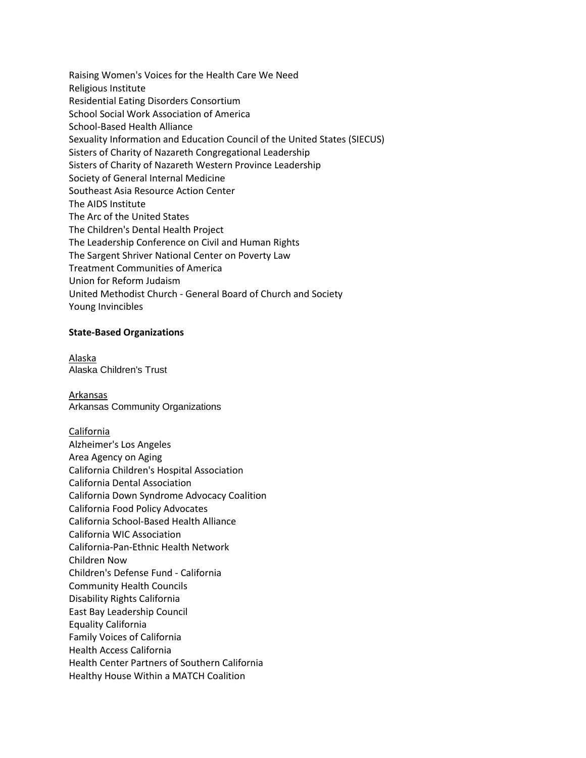Raising Women's Voices for the Health Care We Need
Religious Institute
Residential Eating Disorders Consortium
School Social Work Association of America
School-Based Health Alliance
Sexuality Information and Education Council of the United States (SIECUS)
Sisters of Charity of Nazareth Congregational Leadership
Sisters of Charity of Nazareth Western Province Leadership
Society of General Internal Medicine
Southeast Asia Resource Action Center
The AIDS Institute
The Arc of the United States
The Children's Dental Health Project
The Leadership Conference on Civil and Human Rights
The Sargent Shriver National Center on Poverty Law
Treatment Communities of America
Union for Reform Judaism
United Methodist Church - General Board of Church and Society
Young Invincibles

**State-Based Organizations**

Alaska
Alaska Children's Trust

Arkansas
Arkansas Community Organizations

California
Alzheimer's Los Angeles
Area Agency on Aging
California Children's Hospital Association
California Dental Association
California Down Syndrome Advocacy Coalition
California Food Policy Advocates
California School-Based Health Alliance
California WIC Association
California-Pan-Ethnic Health Network
Children Now
Children's Defense Fund - California
Community Health Councils
Disability Rights California
East Bay Leadership Council
Equality California
Family Voices of California
Health Access California
Health Center Partners of Southern California
Healthy House Within a MATCH Coalition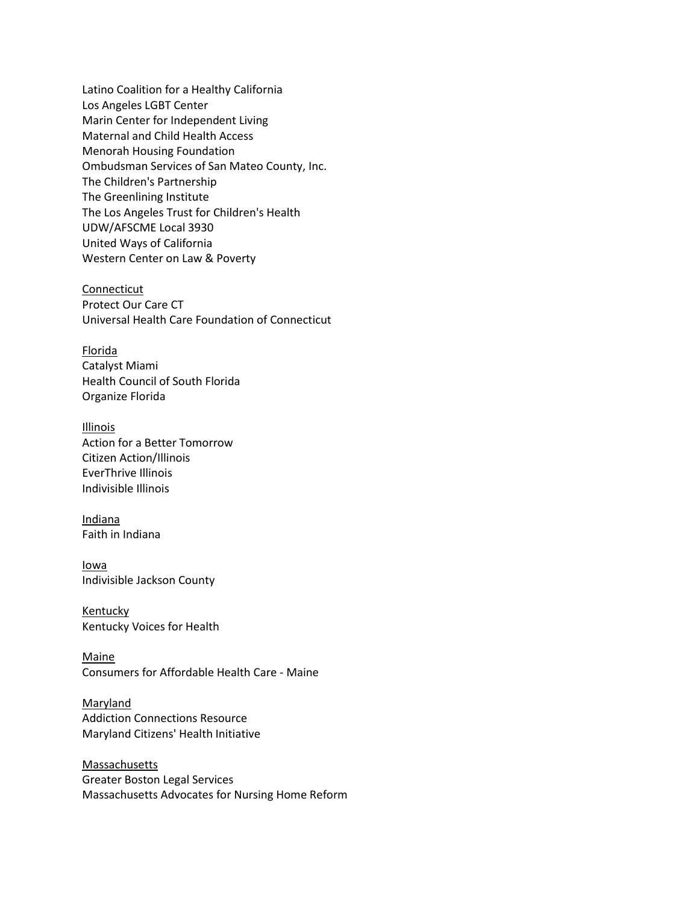Latino Coalition for a Healthy California
Los Angeles LGBT Center
Marin Center for Independent Living
Maternal and Child Health Access
Menorah Housing Foundation
Ombudsman Services of San Mateo County, Inc.
The Children's Partnership
The Greenlining Institute
The Los Angeles Trust for Children's Health
UDW/AFSCME Local 3930
United Ways of California
Western Center on Law & Poverty

<u>Connecticut</u>
Protect Our Care CT
Universal Health Care Foundation of Connecticut

<u>Florida</u>
Catalyst Miami
Health Council of South Florida
Organize Florida

<u>Illinois</u>
Action for a Better Tomorrow
Citizen Action/Illinois
EverThrive Illinois
Indivisible Illinois

<u>Indiana</u>
Faith in Indiana

<u>Iowa</u>
Indivisible Jackson County

<u>Kentucky</u>
Kentucky Voices for Health

<u>Maine</u>
Consumers for Affordable Health Care - Maine

<u>Maryland</u>
Addiction Connections Resource
Maryland Citizens' Health Initiative

<u>Massachusetts</u>
Greater Boston Legal Services
Massachusetts Advocates for Nursing Home Reform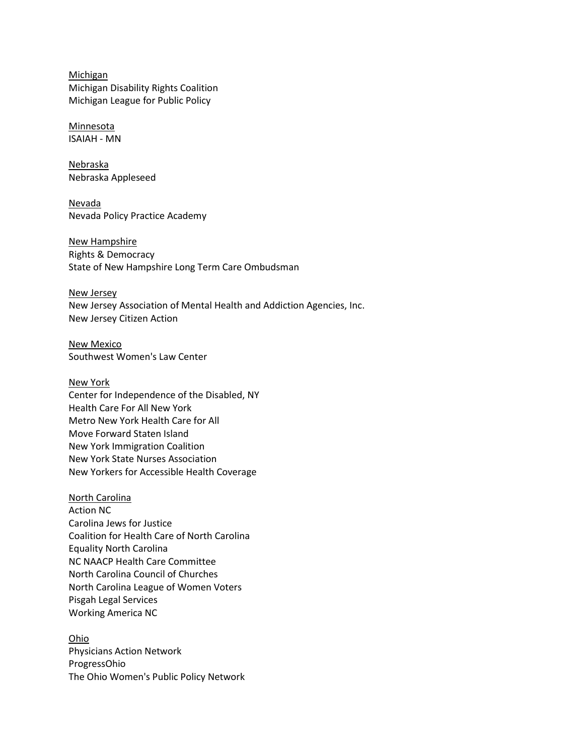Michigan
Michigan Disability Rights Coalition
Michigan League for Public Policy

Minnesota
ISAIAH - MN

Nebraska
Nebraska Appleseed

Nevada
Nevada Policy Practice Academy

New Hampshire
Rights & Democracy
State of New Hampshire Long Term Care Ombudsman

New Jersey
New Jersey Association of Mental Health and Addiction Agencies, Inc.
New Jersey Citizen Action

New Mexico
Southwest Women's Law Center

New York
Center for Independence of the Disabled, NY
Health Care For All New York
Metro New York Health Care for All
Move Forward Staten Island
New York Immigration Coalition
New York State Nurses Association
New Yorkers for Accessible Health Coverage

North Carolina
Action NC
Carolina Jews for Justice
Coalition for Health Care of North Carolina
Equality North Carolina
NC NAACP Health Care Committee
North Carolina Council of Churches
North Carolina League of Women Voters
Pisgah Legal Services
Working America NC

Ohio
Physicians Action Network
ProgressOhio
The Ohio Women's Public Policy Network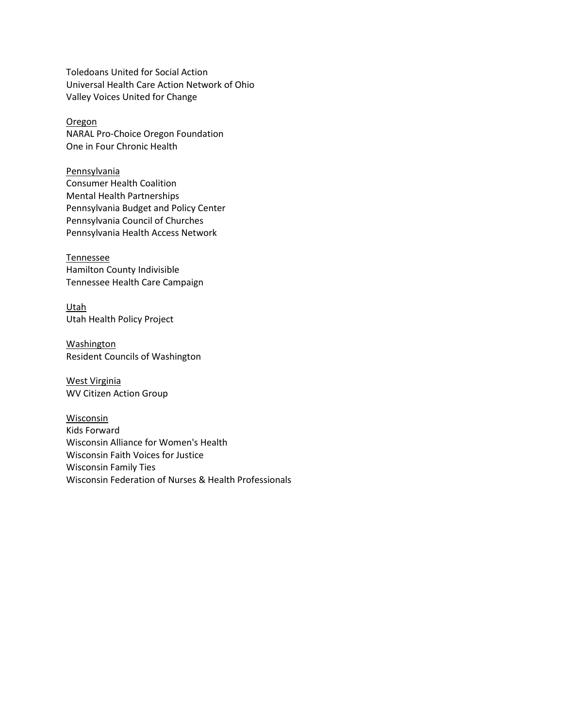Toledoans United for Social Action
Universal Health Care Action Network of Ohio
Valley Voices United for Change

<u>Oregon</u>
NARAL Pro-Choice Oregon Foundation
One in Four Chronic Health

<u>Pennsylvania</u>
Consumer Health Coalition
Mental Health Partnerships
Pennsylvania Budget and Policy Center
Pennsylvania Council of Churches
Pennsylvania Health Access Network

<u>Tennessee</u>
Hamilton County Indivisible
Tennessee Health Care Campaign

<u>Utah</u>
Utah Health Policy Project

<u>Washington</u>
Resident Councils of Washington

<u>West Virginia</u>
WV Citizen Action Group

<u>Wisconsin</u>
Kids Forward
Wisconsin Alliance for Women's Health
Wisconsin Faith Voices for Justice
Wisconsin Family Ties
Wisconsin Federation of Nurses & Health Professionals